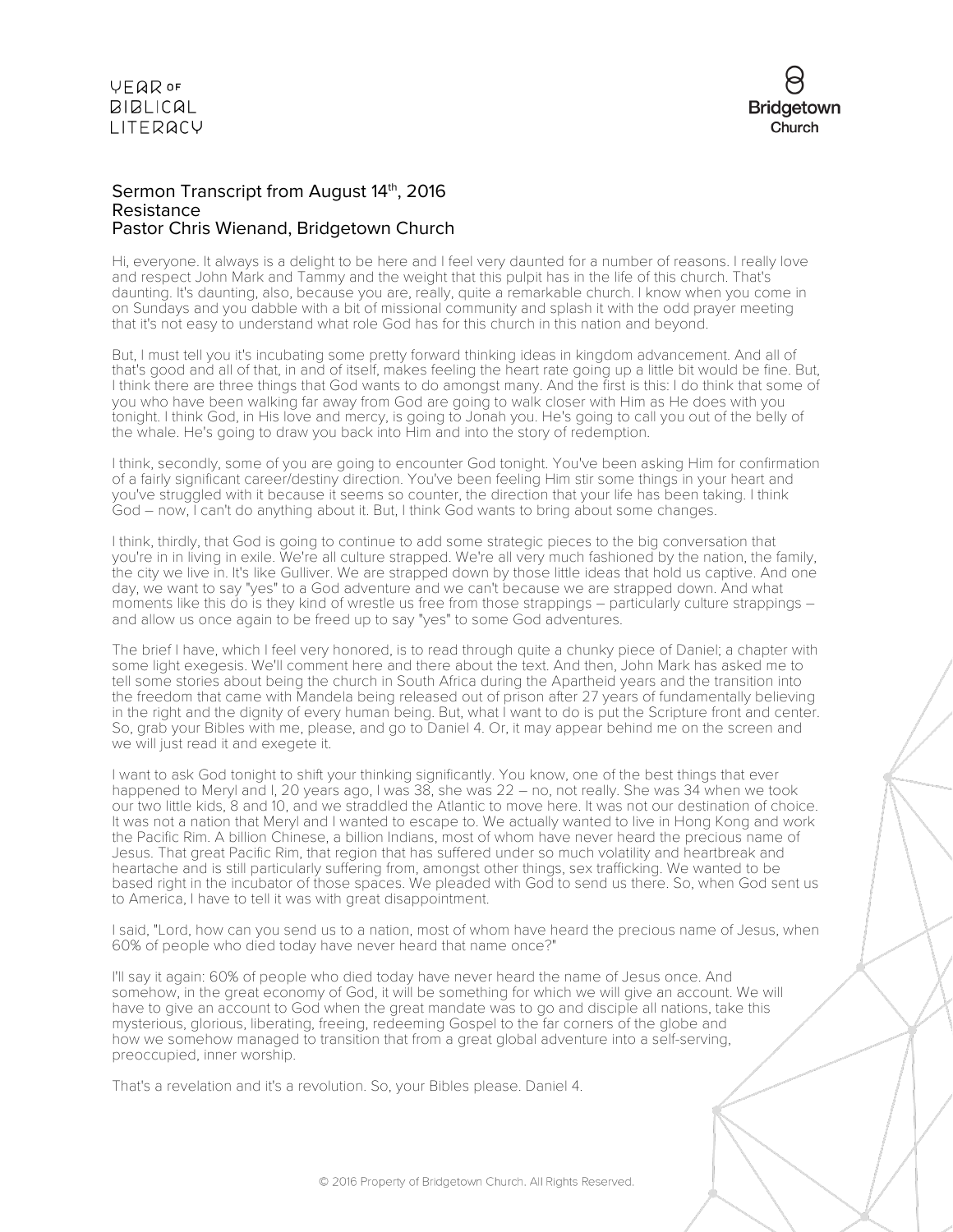# Sermon Transcript from August 14th, 2016
## Resistance
### Pastor Chris Wienand, Bridgetown Church

Hi, everyone. It always is a delight to be here and I feel very daunted for a number of reasons. I really love and respect John Mark and Tammy and the weight that this pulpit has in the life of this church. That's daunting. It's daunting, also, because you are, really, quite a remarkable church. I know when you come in on Sundays and you dabble with a bit of missional community and splash it with the odd prayer meeting that it's not easy to understand what role God has for this church in this nation and beyond.

But, I must tell you it's incubating some pretty forward thinking ideas in kingdom advancement. And all of that's good and all of that, in and of itself, makes feeling the heart rate going up a little bit would be fine. But, I think there are three things that God wants to do amongst many. And the first is this: I do think that some of you who have been walking far away from God are going to walk closer with Him as He does with you tonight. I think God, in His love and mercy, is going to Jonah you. He's going to call you out of the belly of the whale. He's going to draw you back into Him and into the story of redemption.

I think, secondly, some of you are going to encounter God tonight. You've been asking Him for confirmation of a fairly significant career/destiny direction. You've been feeling Him stir some things in your heart and you've struggled with it because it seems so counter, the direction that your life has been taking. I think God – now, I can't do anything about it. But, I think God wants to bring about some changes.

I think, thirdly, that God is going to continue to add some strategic pieces to the big conversation that you're in in living in exile. We're all culture strapped. We're all very much fashioned by the nation, the family, the city we live in. It's like Gulliver. We are strapped down by those little ideas that hold us captive. And one day, we want to say "yes" to a God adventure and we can't because we are strapped down. And what moments like this do is they kind of wrestle us free from those strappings – particularly culture strappings – and allow us once again to be freed up to say "yes" to some God adventures.

The brief I have, which I feel very honored, is to read through quite a chunky piece of Daniel; a chapter with some light exegesis. We'll comment here and there about the text. And then, John Mark has asked me to tell some stories about being the church in South Africa during the Apartheid years and the transition into the freedom that came with Mandela being released out of prison after 27 years of fundamentally believing in the right and the dignity of every human being. But, what I want to do is put the Scripture front and center. So, grab your Bibles with me, please, and go to Daniel 4. Or, it may appear behind me on the screen and we will just read it and exegete it.

I want to ask God tonight to shift your thinking significantly. You know, one of the best things that ever happened to Meryl and I, 20 years ago, I was 38, she was 22 – no, not really. She was 34 when we took our two little kids, 8 and 10, and we straddled the Atlantic to move here. It was not our destination of choice. It was not a nation that Meryl and I wanted to escape to. We actually wanted to live in Hong Kong and work the Pacific Rim. A billion Chinese, a billion Indians, most of whom have never heard the precious name of Jesus. That great Pacific Rim, that region that has suffered under so much volatility and heartbreak and heartache and is still particularly suffering from, amongst other things, sex trafficking. We wanted to be based right in the incubator of those spaces. We pleaded with God to send us there. So, when God sent us to America, I have to tell it was with great disappointment.

I said, "Lord, how can you send us to a nation, most of whom have heard the precious name of Jesus, when 60% of people who died today have never heard that name once?"

I'll say it again: 60% of people who died today have never heard the name of Jesus once. And somehow, in the great economy of God, it will be something for which we will give an account. We will have to give an account to God when the great mandate was to go and disciple all nations, take this mysterious, glorious, liberating, freeing, redeeming Gospel to the far corners of the globe and how we somehow managed to transition that from a great global adventure into a self-serving, preoccupied, inner worship.

That's a revelation and it's a revolution. So, your Bibles please. Daniel 4.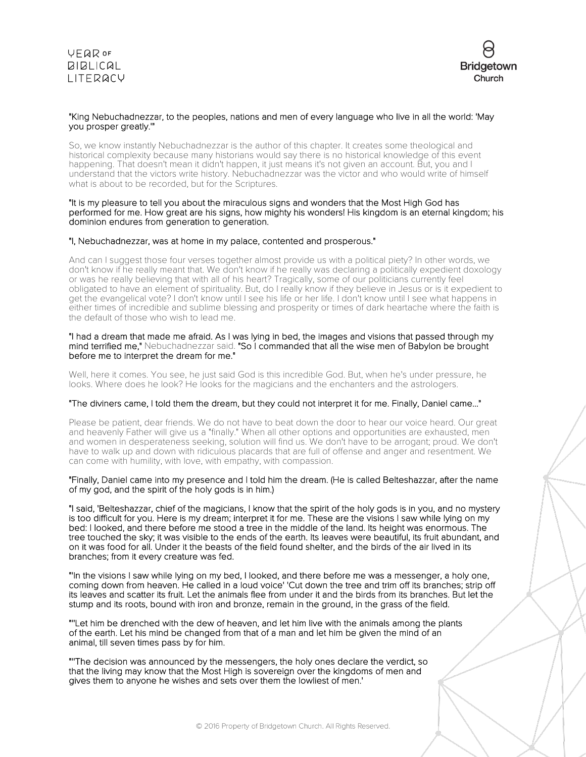**"King Nebuchadnezzar, to the peoples, nations and men of every language who live in all the world: 'May you prosper greatly.'"**

So, we know instantly Nebuchadnezzar is the author of this chapter. It creates some theological and historical complexity because many historians would say there is no historical knowledge of this event happening. That doesn't mean it didn't happen, it just means it's not given an account. But, you and I understand that the victors write history. Nebuchadnezzar was the victor and who would write of himself what is about to be recorded, but for the Scriptures.

**"It is my pleasure to tell you about the miraculous signs and wonders that the Most High God has performed for me. How great are his signs, how mighty his wonders! His kingdom is an eternal kingdom; his dominion endures from generation to generation.**

**"I, Nebuchadnezzar, was at home in my palace, contented and prosperous."**

And can I suggest those four verses together almost provide us with a political piety? In other words, we don't know if he really meant that. We don't know if he really was declaring a politically expedient doxology or was he really believing that with all of his heart? Tragically, some of our politicians currently feel obligated to have an element of spirituality. But, do I really know if they believe in Jesus or is it expedient to get the evangelical vote? I don't know until I see his life or her life. I don't know until I see what happens in either times of incredible and sublime blessing and prosperity or times of dark heartache where the faith is the default of those who wish to lead me.

**"I had a dream that made me afraid. As I was lying in bed, the images and visions that passed through my mind terrified me,"** Nebuchadnezzar said. **"So I commanded that all the wise men of Babylon be brought before me to interpret the dream for me."**

Well, here it comes. You see, he just said God is this incredible God. But, when he's under pressure, he looks. Where does he look? He looks for the magicians and the enchanters and the astrologers.

**"The diviners came, I told them the dream, but they could not interpret it for me. Finally, Daniel came..."**

Please be patient, dear friends. We do not have to beat down the door to hear our voice heard. Our great and heavenly Father will give us a "finally." When all other options and opportunities are exhausted, men and women in desperateness seeking, solution will find us. We don't have to be arrogant; proud. We don't have to walk up and down with ridiculous placards that are full of offense and anger and resentment. We can come with humility, with love, with empathy, with compassion.

**"Finally, Daniel came into my presence and I told him the dream. (He is called Belteshazzar, after the name of my god, and the spirit of the holy gods is in him.)**

**"I said, 'Belteshazzar, chief of the magicians, I know that the spirit of the holy gods is in you, and no mystery is too difficult for you. Here is my dream; interpret it for me. These are the visions I saw while lying on my bed: I looked, and there before me stood a tree in the middle of the land. Its height was enormous. The tree touched the sky; it was visible to the ends of the earth. Its leaves were beautiful, its fruit abundant, and on it was food for all. Under it the beasts of the field found shelter, and the birds of the air lived in its branches; from it every creature was fed.**

**"'In the visions I saw while lying on my bed, I looked, and there before me was a messenger, a holy one, coming down from heaven. He called in a loud voice' 'Cut down the tree and trim off its branches; strip off its leaves and scatter its fruit. Let the animals flee from under it and the birds from its branches. But let the stump and its roots, bound with iron and bronze, remain in the ground, in the grass of the field.**

**"''Let him be drenched with the dew of heaven, and let him live with the animals among the plants of the earth. Let his mind be changed from that of a man and let him be given the mind of an animal, till seven times pass by for him.**

**"''The decision was announced by the messengers, the holy ones declare the verdict, so that the living may know that the Most High is sovereign over the kingdoms of men and gives them to anyone he wishes and sets over them the lowliest of men.'**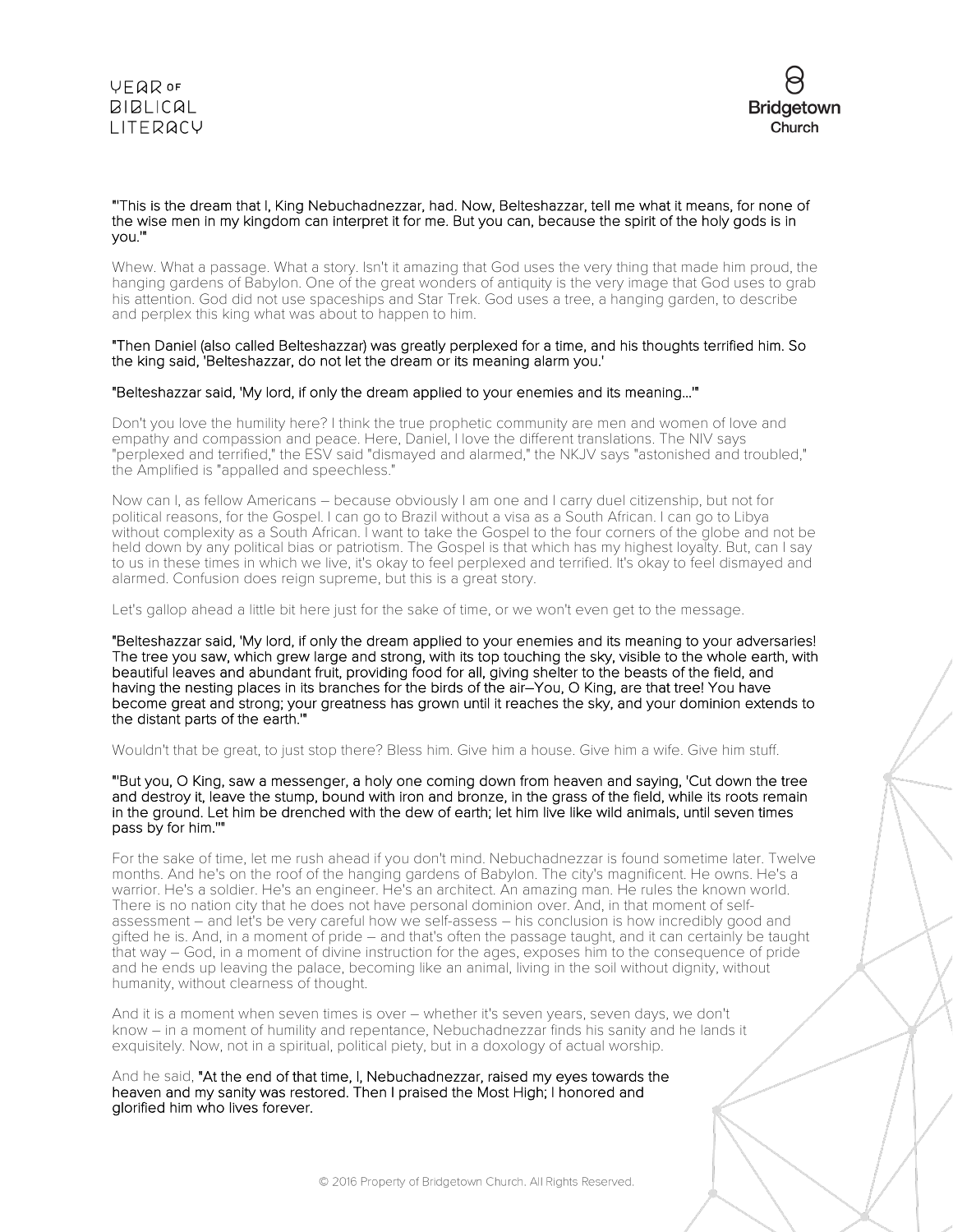**"'This is the dream that I, King Nebuchadnezzar, had. Now, Belteshazzar, tell me what it means, for none of the wise men in my kingdom can interpret it for me. But you can, because the spirit of the holy gods is in you.'"**

Whew. What a passage. What a story. Isn't it amazing that God uses the very thing that made him proud, the hanging gardens of Babylon. One of the great wonders of antiquity is the very image that God uses to grab his attention. God did not use spaceships and Star Trek. God uses a tree, a hanging garden, to describe and perplex this king what was about to happen to him.

**"Then Daniel (also called Belteshazzar) was greatly perplexed for a time, and his thoughts terrified him. So the king said, 'Belteshazzar, do not let the dream or its meaning alarm you.'**

**"Belteshazzar said, 'My lord, if only the dream applied to your enemies and its meaning…'"**

Don't you love the humility here? I think the true prophetic community are men and women of love and empathy and compassion and peace. Here, Daniel, I love the different translations. The NIV says "perplexed and terrified," the ESV said "dismayed and alarmed," the NKJV says "astonished and troubled," the Amplified is "appalled and speechless."

Now can I, as fellow Americans – because obviously I am one and I carry duel citizenship, but not for political reasons, for the Gospel. I can go to Brazil without a visa as a South African. I can go to Libya without complexity as a South African. I want to take the Gospel to the four corners of the globe and not be held down by any political bias or patriotism. The Gospel is that which has my highest loyalty. But, can I say to us in these times in which we live, it's okay to feel perplexed and terrified. It's okay to feel dismayed and alarmed. Confusion does reign supreme, but this is a great story.

Let's gallop ahead a little bit here just for the sake of time, or we won't even get to the message.

**"Belteshazzar said, 'My lord, if only the dream applied to your enemies and its meaning to your adversaries! The tree you saw, which grew large and strong, with its top touching the sky, visible to the whole earth, with beautiful leaves and abundant fruit, providing food for all, giving shelter to the beasts of the field, and having the nesting places in its branches for the birds of the air–You, O King, are that tree! You have become great and strong; your greatness has grown until it reaches the sky, and your dominion extends to the distant parts of the earth.'"**

Wouldn't that be great, to just stop there? Bless him. Give him a house. Give him a wife. Give him stuff.

**"'But you, O King, saw a messenger, a holy one coming down from heaven and saying, 'Cut down the tree and destroy it, leave the stump, bound with iron and bronze, in the grass of the field, while its roots remain in the ground. Let him be drenched with the dew of earth; let him live like wild animals, until seven times pass by for him.''"**

For the sake of time, let me rush ahead if you don't mind. Nebuchadnezzar is found sometime later. Twelve months. And he's on the roof of the hanging gardens of Babylon. The city's magnificent. He owns. He's a warrior. He's a soldier. He's an engineer. He's an architect. An amazing man. He rules the known world. There is no nation city that he does not have personal dominion over. And, in that moment of self-assessment – and let's be very careful how we self-assess – his conclusion is how incredibly good and gifted he is. And, in a moment of pride – and that's often the passage taught, and it can certainly be taught that way – God, in a moment of divine instruction for the ages, exposes him to the consequence of pride and he ends up leaving the palace, becoming like an animal, living in the soil without dignity, without humanity, without clearness of thought.

And it is a moment when seven times is over – whether it's seven years, seven days, we don't know – in a moment of humility and repentance, Nebuchadnezzar finds his sanity and he lands it exquisitely. Now, not in a spiritual, political piety, but in a doxology of actual worship.

And he said, **"At the end of that time, I, Nebuchadnezzar, raised my eyes towards the heaven and my sanity was restored. Then I praised the Most High; I honored and glorified him who lives forever.**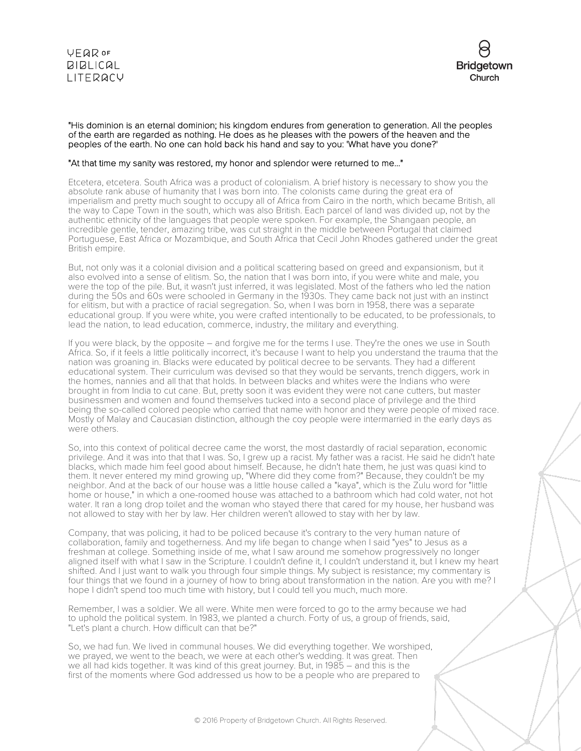"His dominion is an eternal dominion; his kingdom endures from generation to generation. All the peoples of the earth are regarded as nothing. He does as he pleases with the powers of the heaven and the peoples of the earth. No one can hold back his hand and say to you: 'What have you done?'

"At that time my sanity was restored, my honor and splendor were returned to me…"

Etcetera, etcetera. South Africa was a product of colonialism. A brief history is necessary to show you the absolute rank abuse of humanity that I was born into. The colonists came during the great era of imperialism and pretty much sought to occupy all of Africa from Cairo in the north, which became British, all the way to Cape Town in the south, which was also British. Each parcel of land was divided up, not by the authentic ethnicity of the languages that people were spoken. For example, the Shangaan people, an incredible gentle, tender, amazing tribe, was cut straight in the middle between Portugal that claimed Portuguese, East Africa or Mozambique, and South Africa that Cecil John Rhodes gathered under the great British empire.

But, not only was it a colonial division and a political scattering based on greed and expansionism, but it also evolved into a sense of elitism. So, the nation that I was born into, if you were white and male, you were the top of the pile. But, it wasn't just inferred, it was legislated. Most of the fathers who led the nation during the 50s and 60s were schooled in Germany in the 1930s. They came back not just with an instinct for elitism, but with a practice of racial segregation. So, when I was born in 1958, there was a separate educational group. If you were white, you were crafted intentionally to be educated, to be professionals, to lead the nation, to lead education, commerce, industry, the military and everything.

If you were black, by the opposite – and forgive me for the terms I use. They're the ones we use in South Africa. So, if it feels a little politically incorrect, it's because I want to help you understand the trauma that the nation was groaning in. Blacks were educated by political decree to be servants. They had a different educational system. Their curriculum was devised so that they would be servants, trench diggers, work in the homes, nannies and all that that holds. In between blacks and whites were the Indians who were brought in from India to cut cane. But, pretty soon it was evident they were not cane cutters, but master businessmen and women and found themselves tucked into a second place of privilege and the third being the so-called colored people who carried that name with honor and they were people of mixed race. Mostly of Malay and Caucasian distinction, although the coy people were intermarried in the early days as were others.

So, into this context of political decree came the worst, the most dastardly of racial separation, economic privilege. And it was into that that I was. So, I grew up a racist. My father was a racist. He said he didn't hate blacks, which made him feel good about himself. Because, he didn't hate them, he just was quasi kind to them. It never entered my mind growing up, "Where did they come from?" Because, they couldn't be my neighbor. And at the back of our house was a little house called a "kaya", which is the Zulu word for "little home or house," in which a one-roomed house was attached to a bathroom which had cold water, not hot water. It ran a long drop toilet and the woman who stayed there that cared for my house, her husband was not allowed to stay with her by law. Her children weren't allowed to stay with her by law.

Company, that was policing, it had to be policed because it's contrary to the very human nature of collaboration, family and togetherness. And my life began to change when I said "yes" to Jesus as a freshman at college. Something inside of me, what I saw around me somehow progressively no longer aligned itself with what I saw in the Scripture. I couldn't define it, I couldn't understand it, but I knew my heart shifted. And I just want to walk you through four simple things. My subject is resistance; my commentary is four things that we found in a journey of how to bring about transformation in the nation. Are you with me? I hope I didn't spend too much time with history, but I could tell you much, much more.

Remember, I was a soldier. We all were. White men were forced to go to the army because we had to uphold the political system. In 1983, we planted a church. Forty of us, a group of friends, said, "Let's plant a church. How difficult can that be?"

So, we had fun. We lived in communal houses. We did everything together. We worshiped, we prayed, we went to the beach, we were at each other's wedding. It was great. Then we all had kids together. It was kind of this great journey. But, in 1985 – and this is the first of the moments where God addressed us how to be a people who are prepared to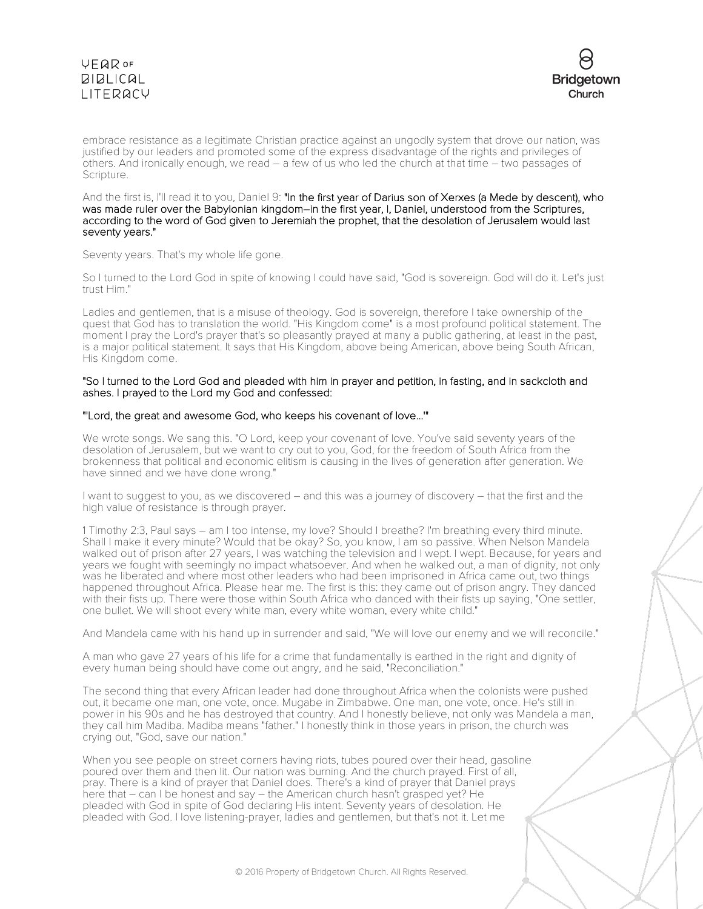embrace resistance as a legitimate Christian practice against an ungodly system that drove our nation, was justified by our leaders and promoted some of the express disadvantage of the rights and privileges of others. And ironically enough, we read – a few of us who led the church at that time – two passages of Scripture.

And the first is, I'll read it to you, Daniel 9: **"In the first year of Darius son of Xerxes (a Mede by descent), who was made ruler over the Babylonian kingdom—in the first year, I, Daniel, understood from the Scriptures, according to the word of God given to Jeremiah the prophet, that the desolation of Jerusalem would last seventy years."**

Seventy years. That's my whole life gone.

So I turned to the Lord God in spite of knowing I could have said, "God is sovereign. God will do it. Let's just trust Him."

Ladies and gentlemen, that is a misuse of theology. God is sovereign, therefore I take ownership of the quest that God has to translation the world. "His Kingdom come" is a most profound political statement. The moment I pray the Lord's prayer that's so pleasantly prayed at many a public gathering, at least in the past, is a major political statement. It says that His Kingdom, above being American, above being South African, His Kingdom come.

**"So I turned to the Lord God and pleaded with him in prayer and petition, in fasting, and in sackcloth and ashes. I prayed to the Lord my God and confessed:**

**"'Lord, the great and awesome God, who keeps his covenant of love…'"**

We wrote songs. We sang this. "O Lord, keep your covenant of love. You've said seventy years of the desolation of Jerusalem, but we want to cry out to you, God, for the freedom of South Africa from the brokenness that political and economic elitism is causing in the lives of generation after generation. We have sinned and we have done wrong."

I want to suggest to you, as we discovered – and this was a journey of discovery – that the first and the high value of resistance is through prayer.

1 Timothy 2:3, Paul says – am I too intense, my love? Should I breathe? I'm breathing every third minute. Shall I make it every minute? Would that be okay? So, you know, I am so passive. When Nelson Mandela walked out of prison after 27 years, I was watching the television and I wept. I wept. Because, for years and years we fought with seemingly no impact whatsoever. And when he walked out, a man of dignity, not only was he liberated and where most other leaders who had been imprisoned in Africa came out, two things happened throughout Africa. Please hear me. The first is this: they came out of prison angry. They danced with their fists up. There were those within South Africa who danced with their fists up saying, "One settler, one bullet. We will shoot every white man, every white woman, every white child."

And Mandela came with his hand up in surrender and said, "We will love our enemy and we will reconcile."

A man who gave 27 years of his life for a crime that fundamentally is earthed in the right and dignity of every human being should have come out angry, and he said, "Reconciliation."

The second thing that every African leader had done throughout Africa when the colonists were pushed out, it became one man, one vote, once. Mugabe in Zimbabwe. One man, one vote, once. He's still in power in his 90s and he has destroyed that country. And I honestly believe, not only was Mandela a man, they call him Madiba. Madiba means "father." I honestly think in those years in prison, the church was crying out, "God, save our nation."

When you see people on street corners having riots, tubes poured over their head, gasoline poured over them and then lit. Our nation was burning. And the church prayed. First of all, pray. There is a kind of prayer that Daniel does. There's a kind of prayer that Daniel prays here that – can I be honest and say – the American church hasn't grasped yet? He pleaded with God in spite of God declaring His intent. Seventy years of desolation. He pleaded with God. I love listening-prayer, ladies and gentlemen, but that's not it. Let me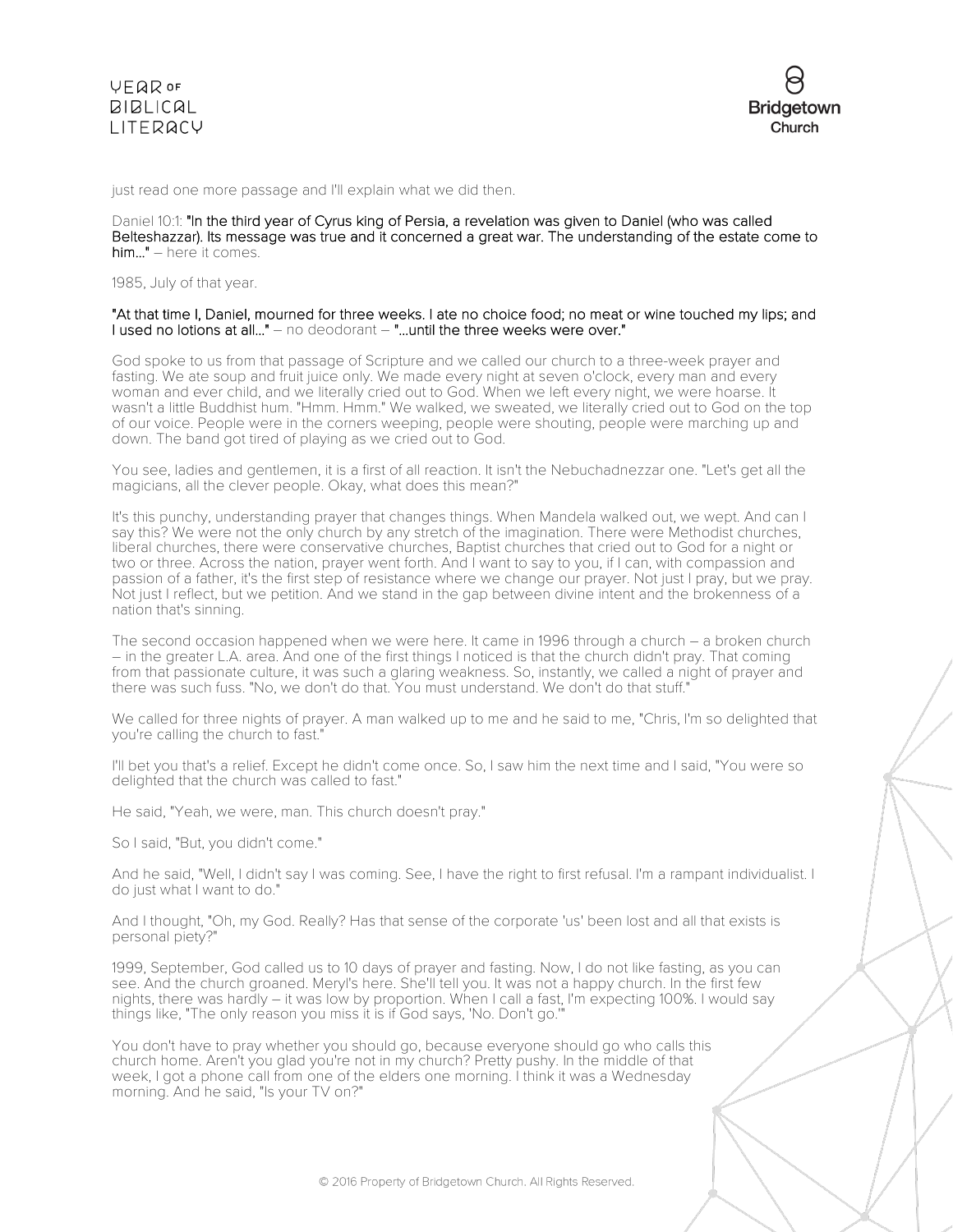just read one more passage and I'll explain what we did then.

Daniel 10:1: **"In the third year of Cyrus king of Persia, a revelation was given to Daniel (who was called Belteshazzar). Its message was true and it concerned a great war. The understanding of the estate come to him..."** – here it comes.

1985, July of that year.

**"At that time I, Daniel, mourned for three weeks. I ate no choice food; no meat or wine touched my lips; and I used no lotions at all..."** – no deodorant – **"...until the three weeks were over."**

God spoke to us from that passage of Scripture and we called our church to a three-week prayer and fasting. We ate soup and fruit juice only. We made every night at seven o'clock, every man and every woman and ever child, and we literally cried out to God. When we left every night, we were hoarse. It wasn't a little Buddhist hum. "Hmm. Hmm." We walked, we sweated, we literally cried out to God on the top of our voice. People were in the corners weeping, people were shouting, people were marching up and down. The band got tired of playing as we cried out to God.

You see, ladies and gentlemen, it is a first of all reaction. It isn't the Nebuchadnezzar one. "Let's get all the magicians, all the clever people. Okay, what does this mean?"

It's this punchy, understanding prayer that changes things. When Mandela walked out, we wept. And can I say this? We were not the only church by any stretch of the imagination. There were Methodist churches, liberal churches, there were conservative churches, Baptist churches that cried out to God for a night or two or three. Across the nation, prayer went forth. And I want to say to you, if I can, with compassion and passion of a father, it's the first step of resistance where we change our prayer. Not just I pray, but we pray. Not just I reflect, but we petition. And we stand in the gap between divine intent and the brokenness of a nation that's sinning.

The second occasion happened when we were here. It came in 1996 through a church – a broken church – in the greater L.A. area. And one of the first things I noticed is that the church didn't pray. That coming from that passionate culture, it was such a glaring weakness. So, instantly, we called a night of prayer and there was such fuss. "No, we don't do that. You must understand. We don't do that stuff."

We called for three nights of prayer. A man walked up to me and he said to me, "Chris, I'm so delighted that you're calling the church to fast."

I'll bet you that's a relief. Except he didn't come once. So, I saw him the next time and I said, "You were so delighted that the church was called to fast."

He said, "Yeah, we were, man. This church doesn't pray."

So I said, "But, you didn't come."

And he said, "Well, I didn't say I was coming. See, I have the right to first refusal. I'm a rampant individualist. I do just what I want to do."

And I thought, "Oh, my God. Really? Has that sense of the corporate 'us' been lost and all that exists is personal piety?"

1999, September, God called us to 10 days of prayer and fasting. Now, I do not like fasting, as you can see. And the church groaned. Meryl's here. She'll tell you. It was not a happy church. In the first few nights, there was hardly – it was low by proportion. When I call a fast, I'm expecting 100%. I would say things like, "The only reason you miss it is if God says, 'No. Don't go.'"

You don't have to pray whether you should go, because everyone should go who calls this church home. Aren't you glad you're not in my church? Pretty pushy. In the middle of that week, I got a phone call from one of the elders one morning. I think it was a Wednesday morning. And he said, "Is your TV on?"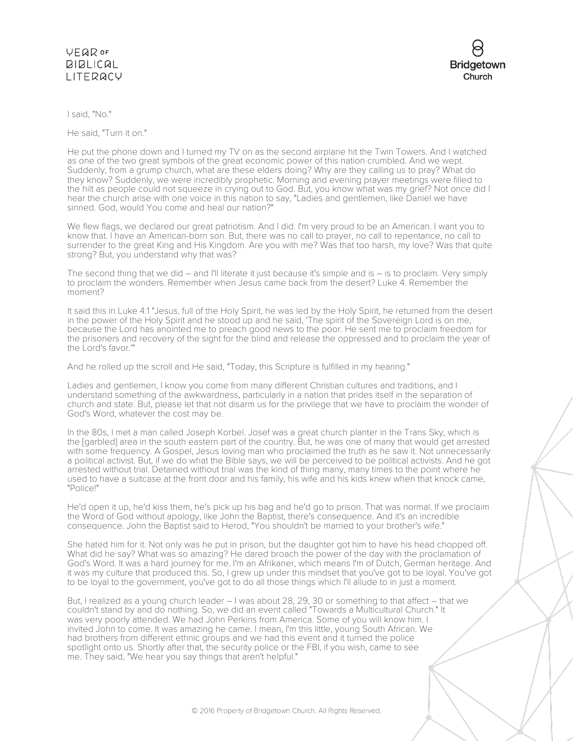I said, "No."

He said, "Turn it on."

He put the phone down and I turned my TV on as the second airplane hit the Twin Towers. And I watched as one of the two great symbols of the great economic power of this nation crumbled. And we wept. Suddenly, from a grump church, what are these elders doing? Why are they calling us to pray? What do they know? Suddenly, we were incredibly prophetic. Morning and evening prayer meetings were filled to the hilt as people could not squeeze in crying out to God. But, you know what was my grief? Not once did I hear the church arise with one voice in this nation to say, "Ladies and gentlemen, like Daniel we have sinned. God, would You come and heal our nation?"

We flew flags, we declared our great patriotism. And I did. I'm very proud to be an American. I want you to know that. I have an American-born son. But, there was no call to prayer, no call to repentance, no call to surrender to the great King and His Kingdom. Are you with me? Was that too harsh, my love? Was that quite strong? But, you understand why that was?

The second thing that we did – and I'll literate it just because it's simple and is – is to proclaim. Very simply to proclaim the wonders. Remember when Jesus came back from the desert? Luke 4. Remember the moment?

It said this in Luke 4:1 "Jesus, full of the Holy Spirit, he was led by the Holy Spirit, he returned from the desert in the power of the Holy Spirit and he stood up and he said, 'The spirit of the Sovereign Lord is on me, because the Lord has anointed me to preach good news to the poor. He sent me to proclaim freedom for the prisoners and recovery of the sight for the blind and release the oppressed and to proclaim the year of the Lord's favor.'"

And he rolled up the scroll and He said, "Today, this Scripture is fulfilled in my hearing."

Ladies and gentlemen, I know you come from many different Christian cultures and traditions, and I understand something of the awkwardness, particularly in a nation that prides itself in the separation of church and state. But, please let that not disarm us for the privilege that we have to proclaim the wonder of God's Word, whatever the cost may be.

In the 80s, I met a man called Joseph Korbel. Josef was a great church planter in the Trans Sky, which is the [garbled] area in the south eastern part of the country. But, he was one of many that would get arrested with some frequency. A Gospel, Jesus loving man who proclaimed the truth as he saw it. Not unnecessarily a political activist. But, if we do what the Bible says, we will be perceived to be political activists. And he got arrested without trial. Detained without trial was the kind of thing many, many times to the point where he used to have a suitcase at the front door and his family, his wife and his kids knew when that knock came, "Police!"

He'd open it up, he'd kiss them, he's pick up his bag and he'd go to prison. That was normal. If we proclaim the Word of God without apology, like John the Baptist, there's consequence. And it's an incredible consequence. John the Baptist said to Herod, "You shouldn't be married to your brother's wife."

She hated him for it. Not only was he put in prison, but the daughter got him to have his head chopped off. What did he say? What was so amazing? He dared broach the power of the day with the proclamation of God's Word. It was a hard journey for me. I'm an Afrikaner, which means I'm of Dutch, German heritage. And it was my culture that produced this. So, I grew up under this mindset that you've got to be loyal. You've got to be loyal to the government, you've got to do all those things which I'll allude to in just a moment.

But, I realized as a young church leader – I was about 28, 29, 30 or something to that affect – that we couldn't stand by and do nothing. So, we did an event called "Towards a Multicultural Church." It was very poorly attended. We had John Perkins from America. Some of you will know him. I invited John to come. It was amazing he came. I mean, I'm this little, young South African. We had brothers from different ethnic groups and we had this event and it turned the police spotlight onto us. Shortly after that, the security police or the FBI, if you wish, came to see me. They said, "We hear you say things that aren't helpful."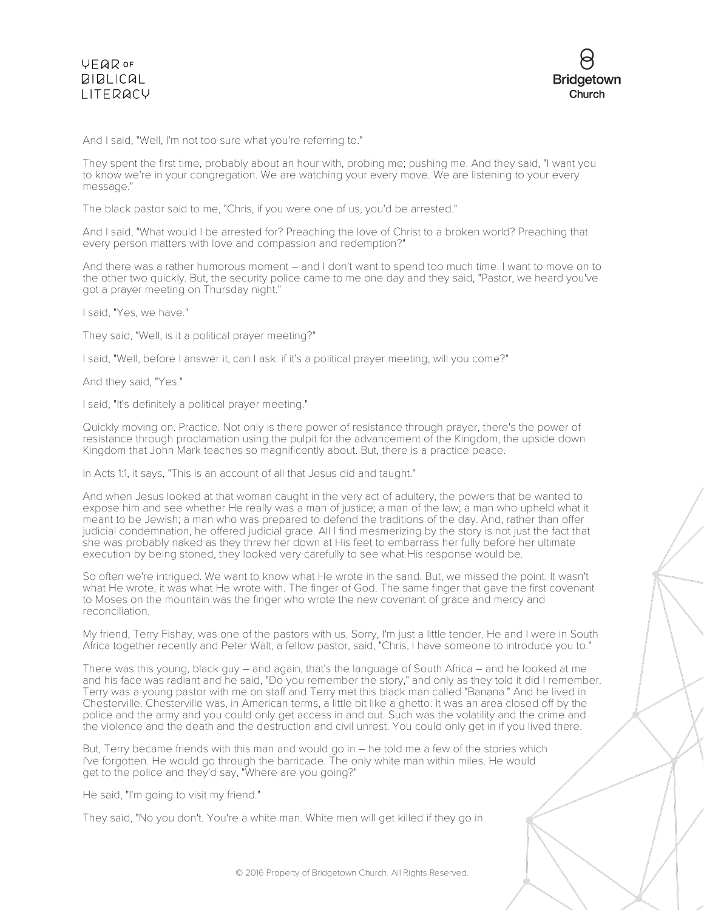And I said, "Well, I'm not too sure what you're referring to."

They spent the first time, probably about an hour with, probing me; pushing me. And they said, "I want you to know we're in your congregation. We are watching your every move. We are listening to your every message."

The black pastor said to me, "Chris, if you were one of us, you'd be arrested."

And I said, "What would I be arrested for? Preaching the love of Christ to a broken world? Preaching that every person matters with love and compassion and redemption?"

And there was a rather humorous moment – and I don't want to spend too much time. I want to move on to the other two quickly. But, the security police came to me one day and they said, "Pastor, we heard you've got a prayer meeting on Thursday night."

I said, "Yes, we have."

They said, "Well, is it a political prayer meeting?"

I said, "Well, before I answer it, can I ask: if it's a political prayer meeting, will you come?"

And they said, "Yes."

I said, "It's definitely a political prayer meeting."

Quickly moving on. Practice. Not only is there power of resistance through prayer, there's the power of resistance through proclamation using the pulpit for the advancement of the Kingdom, the upside down Kingdom that John Mark teaches so magnificently about. But, there is a practice peace.

In Acts 1:1, it says, "This is an account of all that Jesus did and taught."

And when Jesus looked at that woman caught in the very act of adultery, the powers that be wanted to expose him and see whether He really was a man of justice; a man of the law; a man who upheld what it meant to be Jewish; a man who was prepared to defend the traditions of the day. And, rather than offer judicial condemnation, he offered judicial grace. All I find mesmerizing by the story is not just the fact that she was probably naked as they threw her down at His feet to embarrass her fully before her ultimate execution by being stoned, they looked very carefully to see what His response would be.

So often we're intrigued. We want to know what He wrote in the sand. But, we missed the point. It wasn't what He wrote, it was what He wrote with. The finger of God. The same finger that gave the first covenant to Moses on the mountain was the finger who wrote the new covenant of grace and mercy and reconciliation.

My friend, Terry Fishay, was one of the pastors with us. Sorry, I'm just a little tender. He and I were in South Africa together recently and Peter Walt, a fellow pastor, said, "Chris, I have someone to introduce you to."

There was this young, black guy – and again, that's the language of South Africa – and he looked at me and his face was radiant and he said, "Do you remember the story," and only as they told it did I remember. Terry was a young pastor with me on staff and Terry met this black man called "Banana." And he lived in Chesterville. Chesterville was, in American terms, a little bit like a ghetto. It was an area closed off by the police and the army and you could only get access in and out. Such was the volatility and the crime and the violence and the death and the destruction and civil unrest. You could only get in if you lived there.

But, Terry became friends with this man and would go in – he told me a few of the stories which I've forgotten. He would go through the barricade. The only white man within miles. He would get to the police and they'd say, "Where are you going?"

He said, "I'm going to visit my friend."

They said, "No you don't. You're a white man. White men will get killed if they go in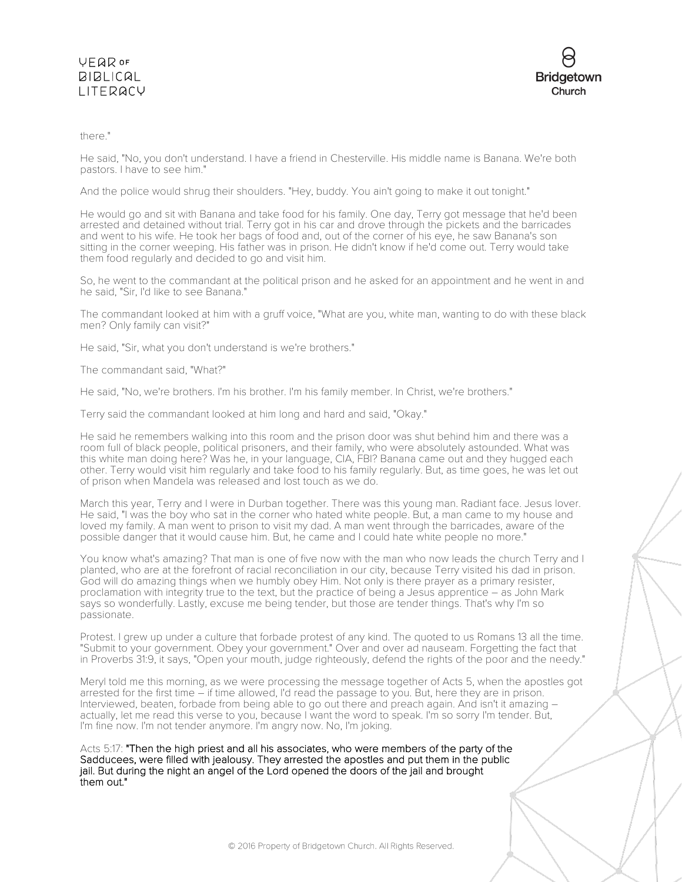there."

He said, "No, you don't understand. I have a friend in Chesterville. His middle name is Banana. We're both pastors. I have to see him."

And the police would shrug their shoulders. "Hey, buddy. You ain't going to make it out tonight."

He would go and sit with Banana and take food for his family. One day, Terry got message that he'd been arrested and detained without trial. Terry got in his car and drove through the pickets and the barricades and went to his wife. He took her bags of food and, out of the corner of his eye, he saw Banana's son sitting in the corner weeping. His father was in prison. He didn't know if he'd come out. Terry would take them food regularly and decided to go and visit him.

So, he went to the commandant at the political prison and he asked for an appointment and he went in and he said, "Sir, I'd like to see Banana."

The commandant looked at him with a gruff voice, "What are you, white man, wanting to do with these black men? Only family can visit?"

He said, "Sir, what you don't understand is we're brothers."

The commandant said, "What?"

He said, "No, we're brothers. I'm his brother. I'm his family member. In Christ, we're brothers."

Terry said the commandant looked at him long and hard and said, "Okay."

He said he remembers walking into this room and the prison door was shut behind him and there was a room full of black people, political prisoners, and their family, who were absolutely astounded. What was this white man doing here? Was he, in your language, CIA, FBI? Banana came out and they hugged each other. Terry would visit him regularly and take food to his family regularly. But, as time goes, he was let out of prison when Mandela was released and lost touch as we do.

March this year, Terry and I were in Durban together. There was this young man. Radiant face. Jesus lover. He said, "I was the boy who sat in the corner who hated white people. But, a man came to my house and loved my family. A man went to prison to visit my dad. A man went through the barricades, aware of the possible danger that it would cause him. But, he came and I could hate white people no more."

You know what's amazing? That man is one of five now with the man who now leads the church Terry and I planted, who are at the forefront of racial reconciliation in our city, because Terry visited his dad in prison. God will do amazing things when we humbly obey Him. Not only is there prayer as a primary resister, proclamation with integrity true to the text, but the practice of being a Jesus apprentice – as John Mark says so wonderfully. Lastly, excuse me being tender, but those are tender things. That's why I'm so passionate.

Protest. I grew up under a culture that forbade protest of any kind. The quoted to us Romans 13 all the time. "Submit to your government. Obey your government." Over and over ad nauseam. Forgetting the fact that in Proverbs 31:9, it says, "Open your mouth, judge righteously, defend the rights of the poor and the needy."

Meryl told me this morning, as we were processing the message together of Acts 5, when the apostles got arrested for the first time – if time allowed, I'd read the passage to you. But, here they are in prison. Interviewed, beaten, forbade from being able to go out there and preach again. And isn't it amazing – actually, let me read this verse to you, because I want the word to speak. I'm so sorry I'm tender. But, I'm fine now. I'm not tender anymore. I'm angry now. No, I'm joking.

Acts 5:17: "Then the high priest and all his associates, who were members of the party of the Sadducees, were filled with jealousy. They arrested the apostles and put them in the public jail. But during the night an angel of the Lord opened the doors of the jail and brought them out."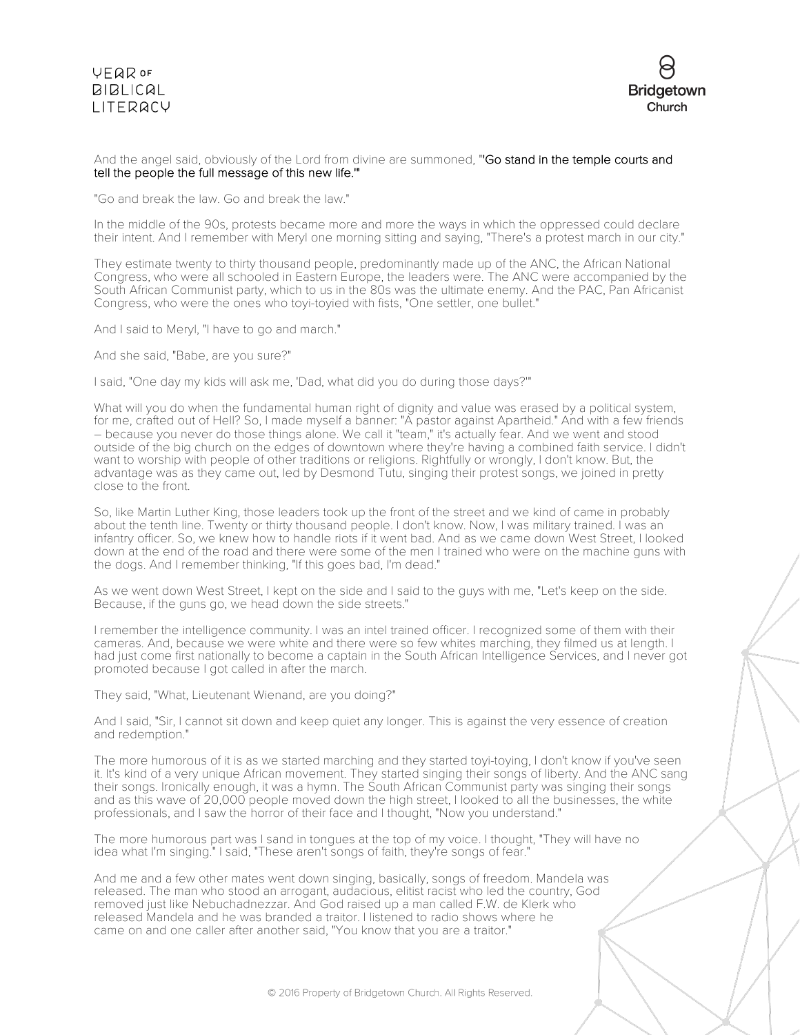And the angel said, obviously of the Lord from divine are summoned, "'Go stand in the temple courts and tell the people the full message of this new life.'"

"Go and break the law. Go and break the law."

In the middle of the 90s, protests became more and more the ways in which the oppressed could declare their intent. And I remember with Meryl one morning sitting and saying, "There's a protest march in our city."

They estimate twenty to thirty thousand people, predominantly made up of the ANC, the African National Congress, who were all schooled in Eastern Europe, the leaders were. The ANC were accompanied by the South African Communist party, which to us in the 80s was the ultimate enemy. And the PAC, Pan Africanist Congress, who were the ones who toyi-toyied with fists, "One settler, one bullet."

And I said to Meryl, "I have to go and march."

And she said, "Babe, are you sure?"

I said, "One day my kids will ask me, 'Dad, what did you do during those days?'"

What will you do when the fundamental human right of dignity and value was erased by a political system, for me, crafted out of Hell? So, I made myself a banner: "A pastor against Apartheid." And with a few friends – because you never do those things alone. We call it "team," it's actually fear. And we went and stood outside of the big church on the edges of downtown where they're having a combined faith service. I didn't want to worship with people of other traditions or religions. Rightfully or wrongly, I don't know. But, the advantage was as they came out, led by Desmond Tutu, singing their protest songs, we joined in pretty close to the front.

So, like Martin Luther King, those leaders took up the front of the street and we kind of came in probably about the tenth line. Twenty or thirty thousand people. I don't know. Now, I was military trained. I was an infantry officer. So, we knew how to handle riots if it went bad. And as we came down West Street, I looked down at the end of the road and there were some of the men I trained who were on the machine guns with the dogs. And I remember thinking, "If this goes bad, I'm dead."

As we went down West Street, I kept on the side and I said to the guys with me, "Let's keep on the side. Because, if the guns go, we head down the side streets."

I remember the intelligence community. I was an intel trained officer. I recognized some of them with their cameras. And, because we were white and there were so few whites marching, they filmed us at length. I had just come first nationally to become a captain in the South African Intelligence Services, and I never got promoted because I got called in after the march.

They said, "What, Lieutenant Wienand, are you doing?"

And I said, "Sir, I cannot sit down and keep quiet any longer. This is against the very essence of creation and redemption."

The more humorous of it is as we started marching and they started toyi-toying, I don't know if you've seen it. It's kind of a very unique African movement. They started singing their songs of liberty. And the ANC sang their songs. Ironically enough, it was a hymn. The South African Communist party was singing their songs and as this wave of 20,000 people moved down the high street, I looked to all the businesses, the white professionals, and I saw the horror of their face and I thought, "Now you understand."

The more humorous part was I sand in tongues at the top of my voice. I thought, "They will have no idea what I'm singing." I said, "These aren't songs of faith, they're songs of fear."

And me and a few other mates went down singing, basically, songs of freedom. Mandela was released. The man who stood an arrogant, audacious, elitist racist who led the country, God removed just like Nebuchadnezzar. And God raised up a man called F.W. de Klerk who released Mandela and he was branded a traitor. I listened to radio shows where he came on and one caller after another said, "You know that you are a traitor."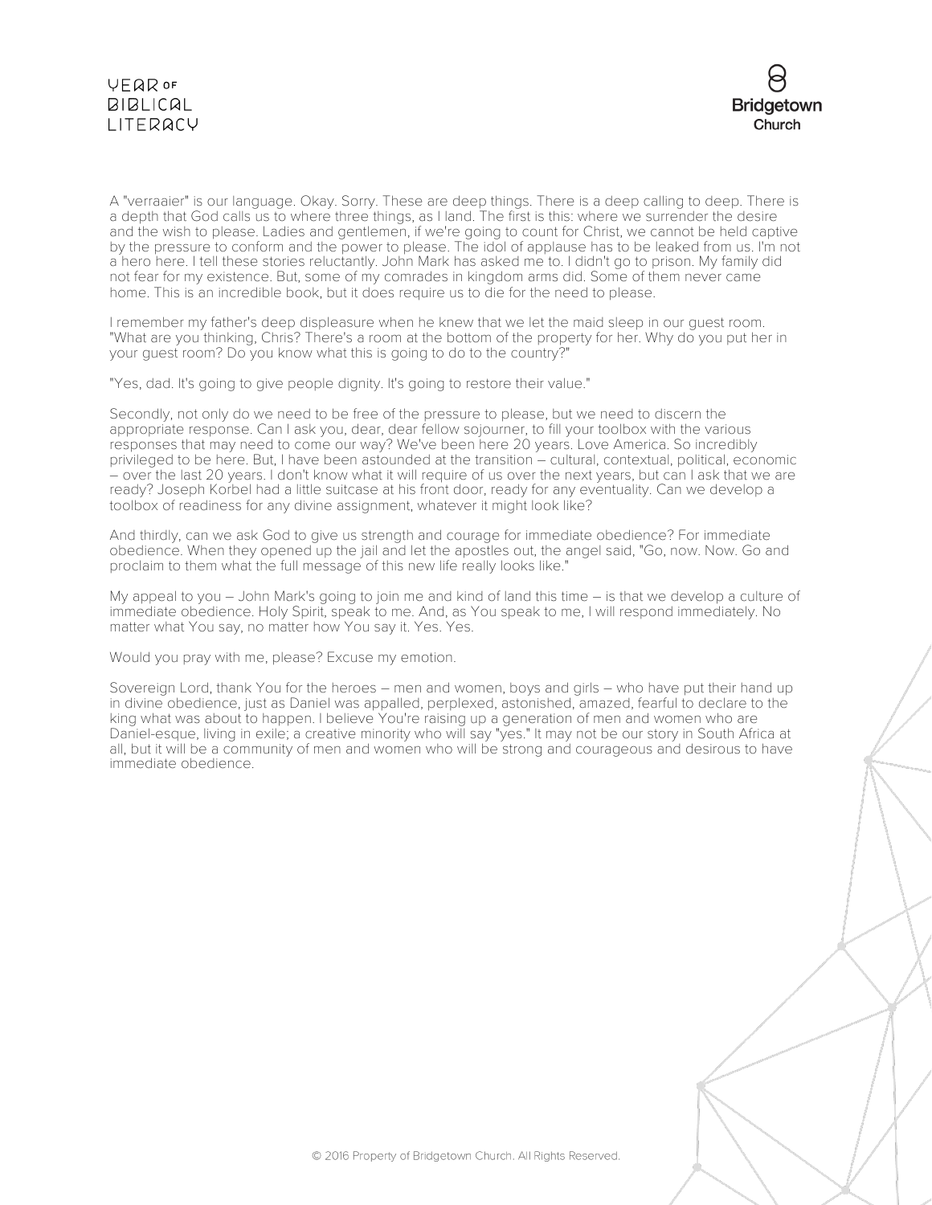A "verraaier" is our language. Okay. Sorry. These are deep things. There is a deep calling to deep. There is a depth that God calls us to where three things, as I land. The first is this: where we surrender the desire and the wish to please. Ladies and gentlemen, if we're going to count for Christ, we cannot be held captive by the pressure to conform and the power to please. The idol of applause has to be leaked from us. I'm not a hero here. I tell these stories reluctantly. John Mark has asked me to. I didn't go to prison. My family did not fear for my existence. But, some of my comrades in kingdom arms did. Some of them never came home. This is an incredible book, but it does require us to die for the need to please.

I remember my father's deep displeasure when he knew that we let the maid sleep in our guest room. "What are you thinking, Chris? There's a room at the bottom of the property for her. Why do you put her in your guest room? Do you know what this is going to do to the country?"

"Yes, dad. It's going to give people dignity. It's going to restore their value."

Secondly, not only do we need to be free of the pressure to please, but we need to discern the appropriate response. Can I ask you, dear, dear fellow sojourner, to fill your toolbox with the various responses that may need to come our way? We've been here 20 years. Love America. So incredibly privileged to be here. But, I have been astounded at the transition – cultural, contextual, political, economic – over the last 20 years. I don't know what it will require of us over the next years, but can I ask that we are ready? Joseph Korbel had a little suitcase at his front door, ready for any eventuality. Can we develop a toolbox of readiness for any divine assignment, whatever it might look like?

And thirdly, can we ask God to give us strength and courage for immediate obedience? For immediate obedience. When they opened up the jail and let the apostles out, the angel said, "Go, now. Now. Go and proclaim to them what the full message of this new life really looks like."

My appeal to you – John Mark's going to join me and kind of land this time – is that we develop a culture of immediate obedience. Holy Spirit, speak to me. And, as You speak to me, I will respond immediately. No matter what You say, no matter how You say it. Yes. Yes.

Would you pray with me, please? Excuse my emotion.

Sovereign Lord, thank You for the heroes – men and women, boys and girls – who have put their hand up in divine obedience, just as Daniel was appalled, perplexed, astonished, amazed, fearful to declare to the king what was about to happen. I believe You're raising up a generation of men and women who are Daniel-esque, living in exile; a creative minority who will say "yes." It may not be our story in South Africa at all, but it will be a community of men and women who will be strong and courageous and desirous to have immediate obedience.